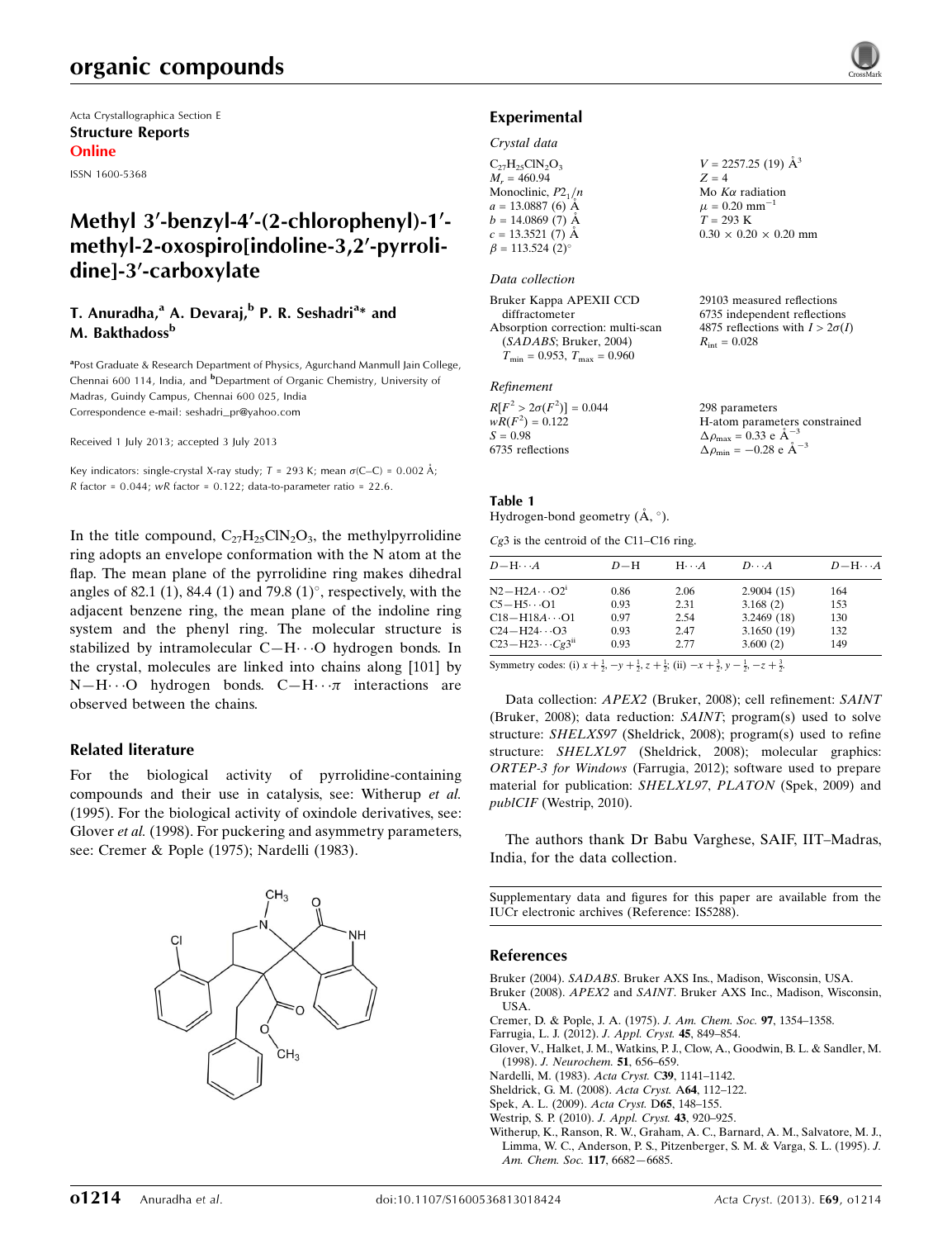Acta Crystallographica Section E
**Structure Reports Online**
ISSN 1600-5368

# Methyl 3′-benzyl-4′-(2-chlorophenyl)-1′-methyl-2-oxospiro[indoline-3,2′-pyrrolidine]-3′-carboxylate

**T. Anuradha,[a] A. Devaraj,[b] P. R. Seshadri[a]* and M. Bakthadoss[b]**

[a]Post Graduate & Research Department of Physics, Agurchand Manmull Jain College, Chennai 600 114, India, and [b]Department of Organic Chemistry, University of Madras, Guindy Campus, Chennai 600 025, India
Correspondence e-mail: seshadri_pr@yahoo.com

Received 1 July 2013; accepted 3 July 2013

Key indicators: single-crystal X-ray study; $T = 293$ K; mean $\sigma$(C–C) = 0.002 Å; $R$ factor = 0.044; $wR$ factor = 0.122; data-to-parameter ratio = 22.6.

In the title compound, $C_{27}H_{25}ClN_2O_3$, the methylpyrrolidine ring adopts an envelope conformation with the N atom at the flap. The mean plane of the pyrrolidine ring makes dihedral angles of 82.1 (1), 84.4 (1) and 79.8 (1)°, respectively, with the adjacent benzene ring, the mean plane of the indoline ring system and the phenyl ring. The molecular structure is stabilized by intramolecular C—H⋯O hydrogen bonds. In the crystal, molecules are linked into chains along [101] by N—H⋯O hydrogen bonds. C—H⋯π interactions are observed between the chains.

## Related literature

For the biological activity of pyrrolidine-containing compounds and their use in catalysis, see: Witherup *et al.* (1995). For the biological activity of oxindole derivatives, see: Glover *et al.* (1998). For puckering and asymmetry parameters, see: Cremer & Pople (1975); Nardelli (1983).

## Experimental

### Crystal data

$C_{27}H_{25}ClN_2O_3$
$M_r = 460.94$
Monoclinic, $P2_1/n$
$a = 13.0887$ (6) Å
$b = 14.0869$ (7) Å
$c = 13.3521$ (7) Å
$\beta = 113.524$ (2)°
$V = 2257.25$ (19) Å$^3$
$Z = 4$
Mo $K\alpha$ radiation
$\mu = 0.20$ mm$^{-1}$
$T = 293$ K
0.30 × 0.20 × 0.20 mm

### Data collection

Bruker Kappa APEXII CCD diffractometer
Absorption correction: multi-scan (*SADABS*; Bruker, 2004)
$T_{min} = 0.953$, $T_{max} = 0.960$
29103 measured reflections
6735 independent reflections
4875 reflections with $I > 2\sigma(I)$
$R_{int} = 0.028$

### Refinement

$R[F^2 > 2\sigma(F^2)] = 0.044$
$wR(F^2) = 0.122$
$S = 0.98$
6735 reflections
298 parameters
H-atom parameters constrained
$\Delta\rho_{max} = 0.33$ e Å$^{-3}$
$\Delta\rho_{min} = -0.28$ e Å$^{-3}$

**Table 1**
Hydrogen-bond geometry (Å, °).

*Cg*3 is the centroid of the C11–C16 ring.

| $D$—H⋯$A$ | $D$—H | H⋯$A$ | $D$⋯$A$ | $D$—H⋯$A$ |
|---|---|---|---|---|
| N2—H2A⋯O2$^{i}$ | 0.86 | 2.06 | 2.9004 (15) | 164 |
| C5—H5⋯O1 | 0.93 | 2.31 | 3.168 (2) | 153 |
| C18—H18A⋯O1 | 0.97 | 2.54 | 3.2469 (18) | 130 |
| C24—H24⋯O3 | 0.93 | 2.47 | 3.1650 (19) | 132 |
| C23—H23⋯*Cg*3$^{ii}$ | 0.93 | 2.77 | 3.600 (2) | 149 |

Symmetry codes: (i) $x + \frac{1}{2}, -y + \frac{1}{2}, z + \frac{1}{2}$; (ii) $-x + \frac{3}{2}, y - \frac{1}{2}, -z + \frac{3}{2}$.

Data collection: *APEX2* (Bruker, 2008); cell refinement: *SAINT* (Bruker, 2008); data reduction: *SAINT*; program(s) used to solve structure: *SHELXS97* (Sheldrick, 2008); program(s) used to refine structure: *SHELXL97* (Sheldrick, 2008); molecular graphics: *ORTEP-3 for Windows* (Farrugia, 2012); software used to prepare material for publication: *SHELXL97*, *PLATON* (Spek, 2009) and *publCIF* (Westrip, 2010).

The authors thank Dr Babu Varghese, SAIF, IIT–Madras, India, for the data collection.

Supplementary data and figures for this paper are available from the IUCr electronic archives (Reference: IS5288).

## References

Bruker (2004). *SADABS*. Bruker AXS Ins., Madison, Wisconsin, USA.
Bruker (2008). *APEX2* and *SAINT*. Bruker AXS Inc., Madison, Wisconsin, USA.
Cremer, D. & Pople, J. A. (1975). *J. Am. Chem. Soc.* **97**, 1354–1358.
Farrugia, L. J. (2012). *J. Appl. Cryst.* **45**, 849–854.
Glover, V., Halket, J. M., Watkins, P. J., Clow, A., Goodwin, B. L. & Sandler, M. (1998). *J. Neurochem.* **51**, 656–659.
Nardelli, M. (1983). *Acta Cryst.* C**39**, 1141–1142.
Sheldrick, G. M. (2008). *Acta Cryst.* A**64**, 112–122.
Spek, A. L. (2009). *Acta Cryst.* D**65**, 148–155.
Westrip, S. P. (2010). *J. Appl. Cryst.* **43**, 920–925.
Witherup, K., Ranson, R. W., Graham, A. C., Barnard, A. M., Salvatore, M. J., Limma, W. C., Anderson, P. S., Pitzenberger, S. M. & Varga, S. L. (1995). *J. Am. Chem. Soc.* **117**, 6682–6685.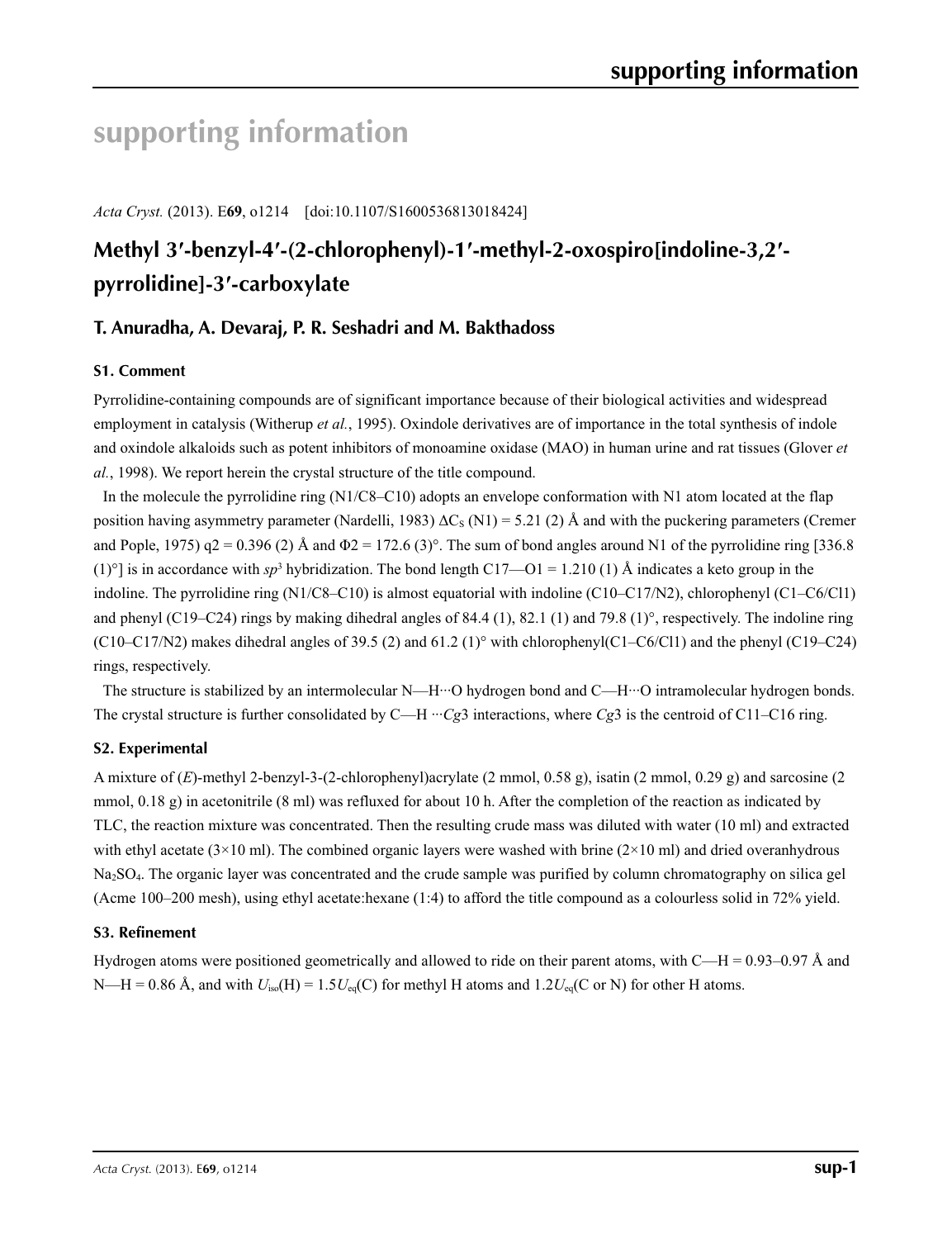# supporting information

*Acta Cryst.* (2013). E**69**, o1214 [doi:10.1107/S1600536813018424]

## Methyl 3′-benzyl-4′-(2-chlorophenyl)-1′-methyl-2-oxospiro[indoline-3,2′-pyrrolidine]-3′-carboxylate

### T. Anuradha, A. Devaraj, P. R. Seshadri and M. Bakthadoss

#### S1. Comment

Pyrrolidine-containing compounds are of significant importance because of their biological activities and widespread employment in catalysis (Witherup *et al.*, 1995). Oxindole derivatives are of importance in the total synthesis of indole and oxindole alkaloids such as potent inhibitors of monoamine oxidase (MAO) in human urine and rat tissues (Glover *et al.*, 1998). We report herein the crystal structure of the title compound.

In the molecule the pyrrolidine ring (N1/C8–C10) adopts an envelope conformation with N1 atom located at the flap position having asymmetry parameter (Nardelli, 1983) $\Delta C_S$ (N1) = 5.21 (2) Å and with the puckering parameters (Cremer and Pople, 1975) q2 = 0.396 (2) Å and Φ2 = 172.6 (3)°. The sum of bond angles around N1 of the pyrrolidine ring [336.8 (1)°] is in accordance with $sp^3$ hybridization. The bond length C17—O1 = 1.210 (1) Å indicates a keto group in the indoline. The pyrrolidine ring (N1/C8–C10) is almost equatorial with indoline (C10–C17/N2), chlorophenyl (C1–C6/Cl1) and phenyl (C19–C24) rings by making dihedral angles of 84.4 (1), 82.1 (1) and 79.8 (1)°, respectively. The indoline ring (C10–C17/N2) makes dihedral angles of 39.5 (2) and 61.2 (1)° with chlorophenyl(C1–C6/Cl1) and the phenyl (C19–C24) rings, respectively.

The structure is stabilized by an intermolecular N—H···O hydrogen bond and C—H···O intramolecular hydrogen bonds. The crystal structure is further consolidated by C—H ···*Cg*3 interactions, where *Cg*3 is the centroid of C11–C16 ring.

#### S2. Experimental

A mixture of (*E*)-methyl 2-benzyl-3-(2-chlorophenyl)acrylate (2 mmol, 0.58 g), isatin (2 mmol, 0.29 g) and sarcosine (2 mmol, 0.18 g) in acetonitrile (8 ml) was refluxed for about 10 h. After the completion of the reaction as indicated by TLC, the reaction mixture was concentrated. Then the resulting crude mass was diluted with water (10 ml) and extracted with ethyl acetate (3×10 ml). The combined organic layers were washed with brine (2×10 ml) and dried overanhydrous $Na_2SO_4$. The organic layer was concentrated and the crude sample was purified by column chromatography on silica gel (Acme 100–200 mesh), using ethyl acetate:hexane (1:4) to afford the title compound as a colourless solid in 72% yield.

#### S3. Refinement

Hydrogen atoms were positioned geometrically and allowed to ride on their parent atoms, with C—H = 0.93–0.97 Å and N—H = 0.86 Å, and with $U_{iso}$(H) = 1.5$U_{eq}$(C) for methyl H atoms and 1.2$U_{eq}$(C or N) for other H atoms.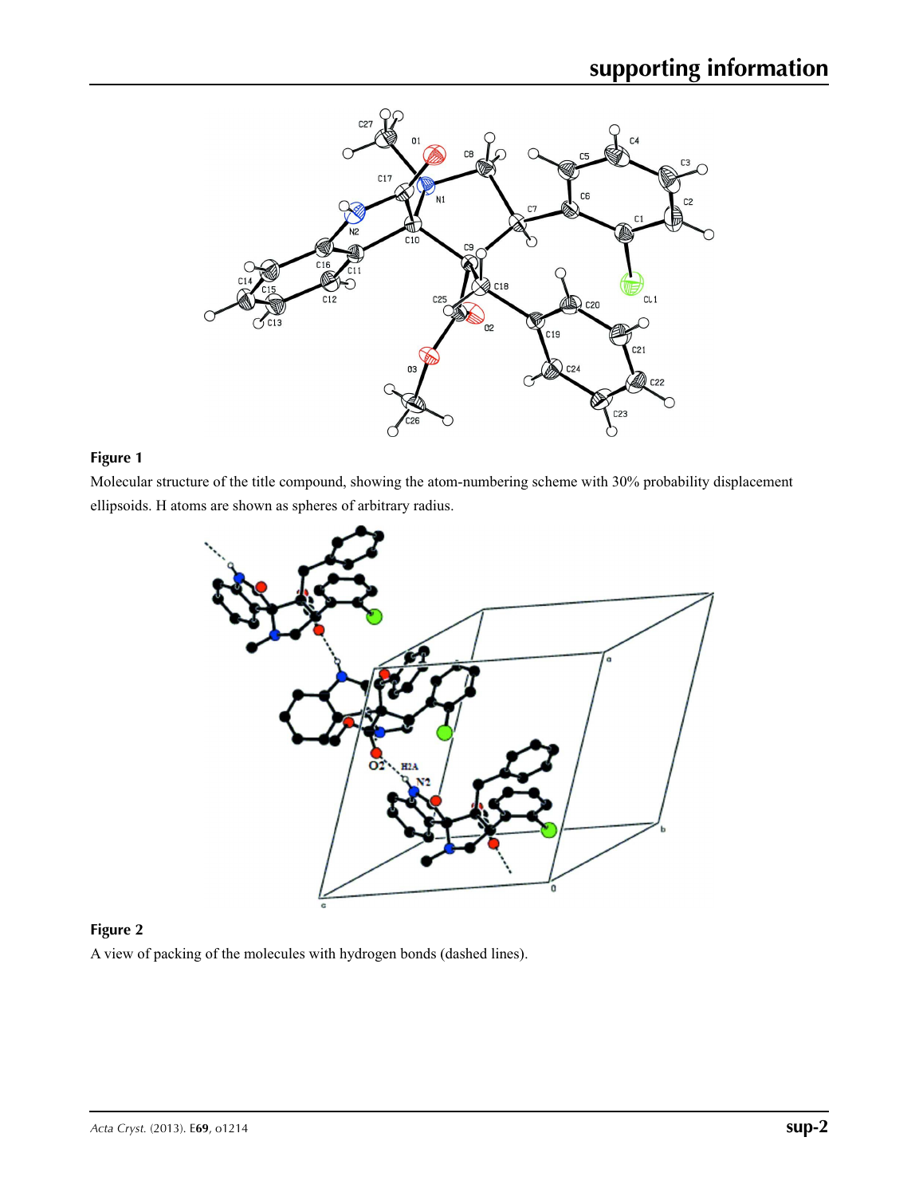**Figure 1**

Molecular structure of the title compound, showing the atom-numbering scheme with 30% probability displacement ellipsoids. H atoms are shown as spheres of arbitrary radius.

**Figure 2**

A view of packing of the molecules with hydrogen bonds (dashed lines).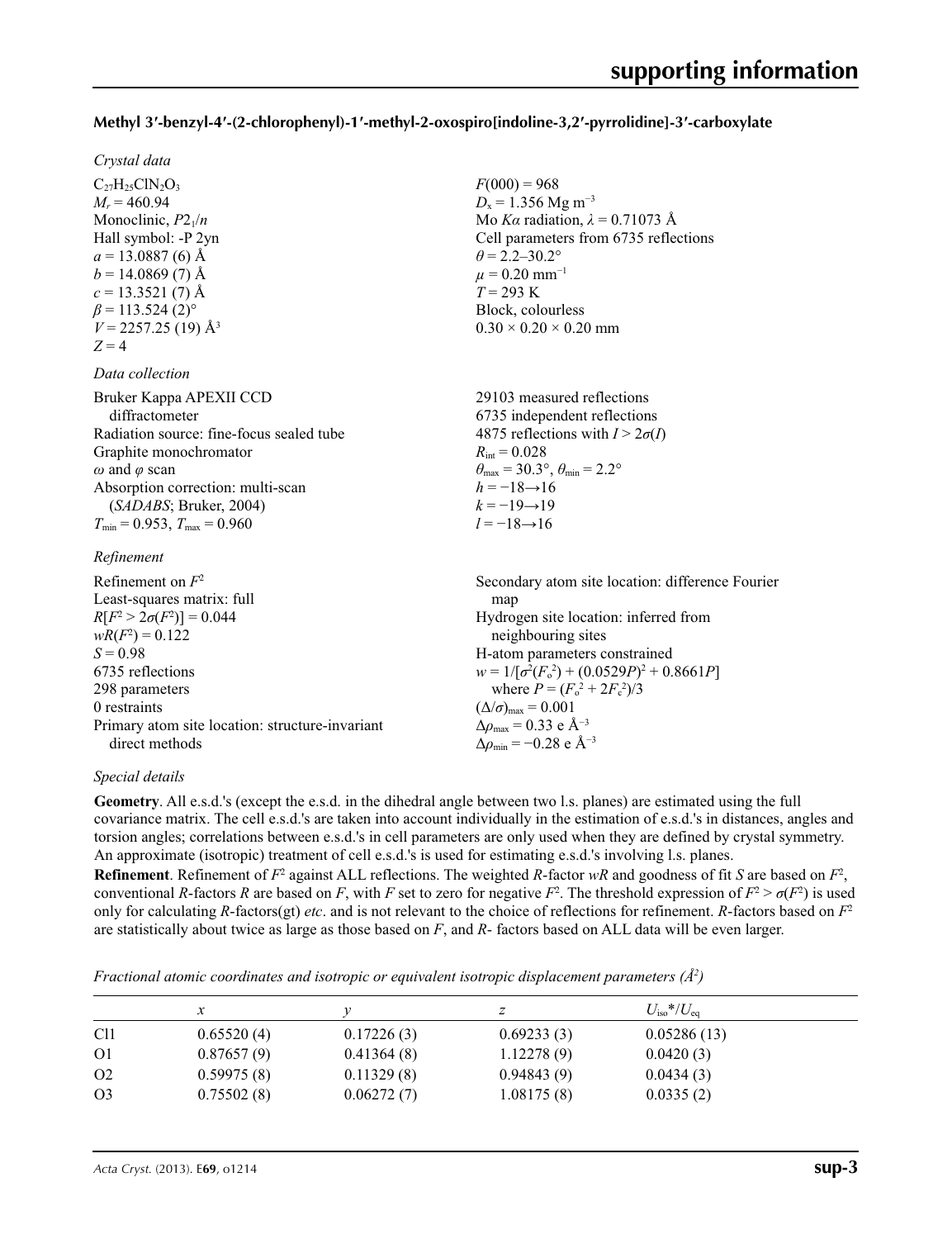### Methyl 3′-benzyl-4′-(2-chlorophenyl)-1′-methyl-2-oxospiro[indoline-3,2′-pyrrolidine]-3′-carboxylate

#### *Crystal data*

$C_{27}H_{25}ClN_2O_3$
$M_r = 460.94$
Monoclinic, $P2_1/n$
Hall symbol: -P 2yn
$a = 13.0887$ (6) Å
$b = 14.0869$ (7) Å
$c = 13.3521$ (7) Å
$\beta = 113.524$ (2)°
$V = 2257.25$ (19) Å$^3$
$Z = 4$
$F(000) = 968$
$D_x = 1.356$ Mg m$^{-3}$
Mo $K\alpha$ radiation, $\lambda = 0.71073$ Å
Cell parameters from 6735 reflections
$\theta = 2.2$–$30.2°$
$\mu = 0.20$ mm$^{-1}$
$T = 293$ K
Block, colourless
0.30 × 0.20 × 0.20 mm

#### *Data collection*

Bruker Kappa APEXII CCD diffractometer
Radiation source: fine-focus sealed tube
Graphite monochromator
$\omega$ and $\varphi$ scan
Absorption correction: multi-scan (*SADABS*; Bruker, 2004)
$T_{min} = 0.953$, $T_{max} = 0.960$
29103 measured reflections
6735 independent reflections
4875 reflections with $I > 2\sigma(I)$
$R_{int} = 0.028$
$\theta_{max} = 30.3°$, $\theta_{min} = 2.2°$
$h = -18 \rightarrow 16$
$k = -19 \rightarrow 19$
$l = -18 \rightarrow 16$

#### *Refinement*

Refinement on $F^2$
Least-squares matrix: full
$R[F^2 > 2\sigma(F^2)] = 0.044$
$wR(F^2) = 0.122$
$S = 0.98$
6735 reflections
298 parameters
0 restraints
Primary atom site location: structure-invariant direct methods
Secondary atom site location: difference Fourier map
Hydrogen site location: inferred from neighbouring sites
H-atom parameters constrained
$w = 1/[\sigma^2(F_o^2) + (0.0529P)^2 + 0.8661P]$ where $P = (F_o^2 + 2F_c^2)/3$
$(\Delta/\sigma)_{max} = 0.001$
$\Delta\rho_{max} = 0.33$ e Å$^{-3}$
$\Delta\rho_{min} = -0.28$ e Å$^{-3}$

#### *Special details*

**Geometry**. All e.s.d.'s (except the e.s.d. in the dihedral angle between two l.s. planes) are estimated using the full covariance matrix. The cell e.s.d.'s are taken into account individually in the estimation of e.s.d.'s in distances, angles and torsion angles; correlations between e.s.d.'s in cell parameters are only used when they are defined by crystal symmetry. An approximate (isotropic) treatment of cell e.s.d.'s is used for estimating e.s.d.'s involving l.s. planes.

**Refinement**. Refinement of $F^2$ against ALL reflections. The weighted *R*-factor *wR* and goodness of fit *S* are based on $F^2$, conventional *R*-factors *R* are based on *F*, with *F* set to zero for negative $F^2$. The threshold expression of $F^2 > \sigma(F^2)$ is used only for calculating *R*-factors(gt) *etc*. and is not relevant to the choice of reflections for refinement. *R*-factors based on $F^2$ are statistically about twice as large as those based on *F*, and *R*- factors based on ALL data will be even larger.

*Fractional atomic coordinates and isotropic or equivalent isotropic displacement parameters (Å$^2$)*

| | *x* | *y* | *z* | $U_{iso}$\*/$U_{eq}$ |
|---|---|---|---|---|
| Cl1 | 0.65520 (4) | 0.17226 (3) | 0.69233 (3) | 0.05286 (13) |
| O1 | 0.87657 (9) | 0.41364 (8) | 1.12278 (9) | 0.0420 (3) |
| O2 | 0.59975 (8) | 0.11329 (8) | 0.94843 (9) | 0.0434 (3) |
| O3 | 0.75502 (8) | 0.06272 (7) | 1.08175 (8) | 0.0335 (2) |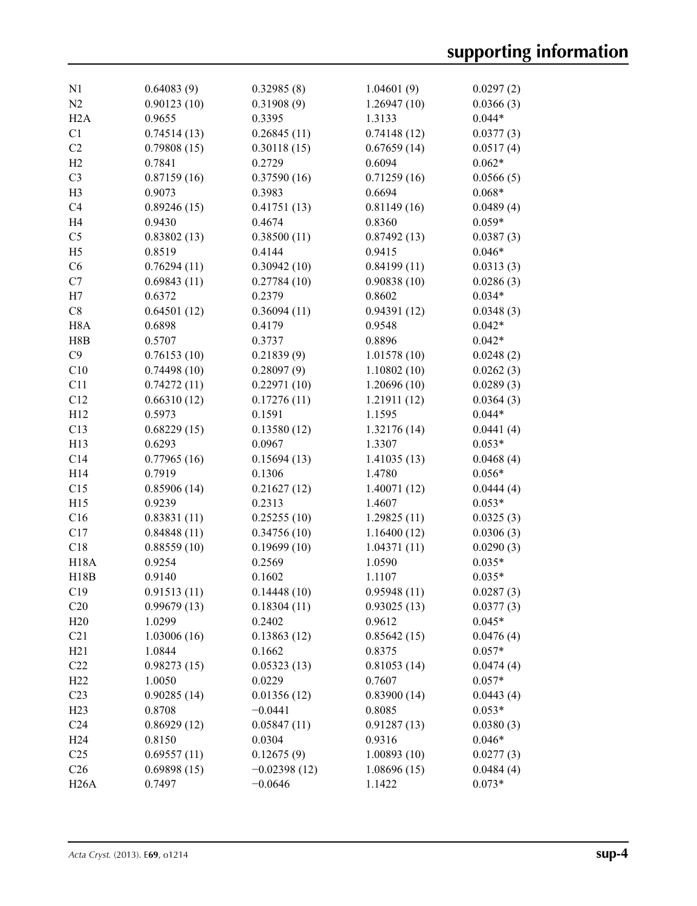| | | | | |
|---|---|---|---|---|
| N1 | 0.64083 (9) | 0.32985 (8) | 1.04601 (9) | 0.0297 (2) |
| N2 | 0.90123 (10) | 0.31908 (9) | 1.26947 (10) | 0.0366 (3) |
| H2A | 0.9655 | 0.3395 | 1.3133 | 0.044* |
| C1 | 0.74514 (13) | 0.26845 (11) | 0.74148 (12) | 0.0377 (3) |
| C2 | 0.79808 (15) | 0.30118 (15) | 0.67659 (14) | 0.0517 (4) |
| H2 | 0.7841 | 0.2729 | 0.6094 | 0.062* |
| C3 | 0.87159 (16) | 0.37590 (16) | 0.71259 (16) | 0.0566 (5) |
| H3 | 0.9073 | 0.3983 | 0.6694 | 0.068* |
| C4 | 0.89246 (15) | 0.41751 (13) | 0.81149 (16) | 0.0489 (4) |
| H4 | 0.9430 | 0.4674 | 0.8360 | 0.059* |
| C5 | 0.83802 (13) | 0.38500 (11) | 0.87492 (13) | 0.0387 (3) |
| H5 | 0.8519 | 0.4144 | 0.9415 | 0.046* |
| C6 | 0.76294 (11) | 0.30942 (10) | 0.84199 (11) | 0.0313 (3) |
| C7 | 0.69843 (11) | 0.27784 (10) | 0.90838 (10) | 0.0286 (3) |
| H7 | 0.6372 | 0.2379 | 0.8602 | 0.034* |
| C8 | 0.64501 (12) | 0.36094 (11) | 0.94391 (12) | 0.0348 (3) |
| H8A | 0.6898 | 0.4179 | 0.9548 | 0.042* |
| H8B | 0.5707 | 0.3737 | 0.8896 | 0.042* |
| C9 | 0.76153 (10) | 0.21839 (9) | 1.01578 (10) | 0.0248 (2) |
| C10 | 0.74498 (10) | 0.28097 (9) | 1.10802 (10) | 0.0262 (3) |
| C11 | 0.74272 (11) | 0.22971 (10) | 1.20696 (10) | 0.0289 (3) |
| C12 | 0.66310 (12) | 0.17276 (11) | 1.21911 (12) | 0.0364 (3) |
| H12 | 0.5973 | 0.1591 | 1.1595 | 0.044* |
| C13 | 0.68229 (15) | 0.13580 (12) | 1.32176 (14) | 0.0441 (4) |
| H13 | 0.6293 | 0.0967 | 1.3307 | 0.053* |
| C14 | 0.77965 (16) | 0.15694 (13) | 1.41035 (13) | 0.0468 (4) |
| H14 | 0.7919 | 0.1306 | 1.4780 | 0.056* |
| C15 | 0.85906 (14) | 0.21627 (12) | 1.40071 (12) | 0.0444 (4) |
| H15 | 0.9239 | 0.2313 | 1.4607 | 0.053* |
| C16 | 0.83831 (11) | 0.25255 (10) | 1.29825 (11) | 0.0325 (3) |
| C17 | 0.84848 (11) | 0.34756 (10) | 1.16400 (12) | 0.0306 (3) |
| C18 | 0.88559 (10) | 0.19699 (10) | 1.04371 (11) | 0.0290 (3) |
| H18A | 0.9254 | 0.2569 | 1.0590 | 0.035* |
| H18B | 0.9140 | 0.1602 | 1.1107 | 0.035* |
| C19 | 0.91513 (11) | 0.14448 (10) | 0.95948 (11) | 0.0287 (3) |
| C20 | 0.99679 (13) | 0.18304 (11) | 0.93025 (13) | 0.0377 (3) |
| H20 | 1.0299 | 0.2402 | 0.9612 | 0.045* |
| C21 | 1.03006 (16) | 0.13863 (12) | 0.85642 (15) | 0.0476 (4) |
| H21 | 1.0844 | 0.1662 | 0.8375 | 0.057* |
| C22 | 0.98273 (15) | 0.05323 (13) | 0.81053 (14) | 0.0474 (4) |
| H22 | 1.0050 | 0.0229 | 0.7607 | 0.057* |
| C23 | 0.90285 (14) | 0.01356 (12) | 0.83900 (14) | 0.0443 (4) |
| H23 | 0.8708 | −0.0441 | 0.8085 | 0.053* |
| C24 | 0.86929 (12) | 0.05847 (11) | 0.91287 (13) | 0.0380 (3) |
| H24 | 0.8150 | 0.0304 | 0.9316 | 0.046* |
| C25 | 0.69557 (11) | 0.12675 (9) | 1.00893 (10) | 0.0277 (3) |
| C26 | 0.69898 (15) | −0.02398 (12) | 1.08696 (15) | 0.0484 (4) |
| H26A | 0.7497 | −0.0646 | 1.1422 | 0.073* |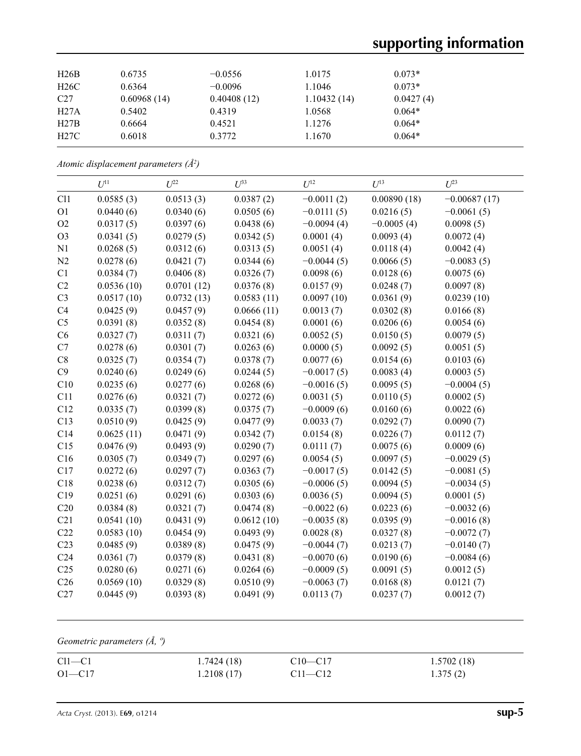| | | | | |
|---|---|---|---|---|
| H26B | 0.6735 | −0.0556 | 1.0175 | 0.073* |
| H26C | 0.6364 | −0.0096 | 1.1046 | 0.073* |
| C27 | 0.60968 (14) | 0.40408 (12) | 1.10432 (14) | 0.0427 (4) |
| H27A | 0.5402 | 0.4319 | 1.0568 | 0.064* |
| H27B | 0.6664 | 0.4521 | 1.1276 | 0.064* |
| H27C | 0.6018 | 0.3772 | 1.1670 | 0.064* |

*Atomic displacement parameters (Å²)*

| | $U^{11}$ | $U^{22}$ | $U^{33}$ | $U^{12}$ | $U^{13}$ | $U^{23}$ |
|---|---|---|---|---|---|---|
| Cl1 | 0.0585 (3) | 0.0513 (3) | 0.0387 (2) | −0.0011 (2) | 0.00890 (18) | −0.00687 (17) |
| O1 | 0.0440 (6) | 0.0340 (6) | 0.0505 (6) | −0.0111 (5) | 0.0216 (5) | −0.0061 (5) |
| O2 | 0.0317 (5) | 0.0397 (6) | 0.0438 (6) | −0.0094 (4) | −0.0005 (4) | 0.0098 (5) |
| O3 | 0.0341 (5) | 0.0279 (5) | 0.0342 (5) | 0.0001 (4) | 0.0093 (4) | 0.0072 (4) |
| N1 | 0.0268 (5) | 0.0312 (6) | 0.0313 (5) | 0.0051 (4) | 0.0118 (4) | 0.0042 (4) |
| N2 | 0.0278 (6) | 0.0421 (7) | 0.0344 (6) | −0.0044 (5) | 0.0066 (5) | −0.0083 (5) |
| C1 | 0.0384 (7) | 0.0406 (8) | 0.0326 (7) | 0.0098 (6) | 0.0128 (6) | 0.0075 (6) |
| C2 | 0.0536 (10) | 0.0701 (12) | 0.0376 (8) | 0.0157 (9) | 0.0248 (7) | 0.0097 (8) |
| C3 | 0.0517 (10) | 0.0732 (13) | 0.0583 (11) | 0.0097 (10) | 0.0361 (9) | 0.0239 (10) |
| C4 | 0.0425 (9) | 0.0457 (9) | 0.0666 (11) | 0.0013 (7) | 0.0302 (8) | 0.0166 (8) |
| C5 | 0.0391 (8) | 0.0352 (8) | 0.0454 (8) | 0.0001 (6) | 0.0206 (6) | 0.0054 (6) |
| C6 | 0.0327 (7) | 0.0311 (7) | 0.0321 (6) | 0.0052 (5) | 0.0150 (5) | 0.0079 (5) |
| C7 | 0.0278 (6) | 0.0301 (7) | 0.0263 (6) | 0.0000 (5) | 0.0092 (5) | 0.0051 (5) |
| C8 | 0.0325 (7) | 0.0354 (7) | 0.0378 (7) | 0.0077 (6) | 0.0154 (6) | 0.0103 (6) |
| C9 | 0.0240 (6) | 0.0249 (6) | 0.0244 (5) | −0.0017 (5) | 0.0083 (4) | 0.0003 (5) |
| C10 | 0.0235 (6) | 0.0277 (6) | 0.0268 (6) | −0.0016 (5) | 0.0095 (5) | −0.0004 (5) |
| C11 | 0.0276 (6) | 0.0321 (7) | 0.0272 (6) | 0.0031 (5) | 0.0110 (5) | 0.0002 (5) |
| C12 | 0.0335 (7) | 0.0399 (8) | 0.0375 (7) | −0.0009 (6) | 0.0160 (6) | 0.0022 (6) |
| C13 | 0.0510 (9) | 0.0425 (9) | 0.0477 (9) | 0.0033 (7) | 0.0292 (7) | 0.0090 (7) |
| C14 | 0.0625 (11) | 0.0471 (9) | 0.0342 (7) | 0.0154 (8) | 0.0226 (7) | 0.0112 (7) |
| C15 | 0.0476 (9) | 0.0493 (9) | 0.0290 (7) | 0.0111 (7) | 0.0075 (6) | 0.0009 (6) |
| C16 | 0.0305 (7) | 0.0349 (7) | 0.0297 (6) | 0.0054 (5) | 0.0097 (5) | −0.0029 (5) |
| C17 | 0.0272 (6) | 0.0297 (7) | 0.0363 (7) | −0.0017 (5) | 0.0142 (5) | −0.0081 (5) |
| C18 | 0.0238 (6) | 0.0312 (7) | 0.0305 (6) | −0.0006 (5) | 0.0094 (5) | −0.0034 (5) |
| C19 | 0.0251 (6) | 0.0291 (6) | 0.0303 (6) | 0.0036 (5) | 0.0094 (5) | 0.0001 (5) |
| C20 | 0.0384 (8) | 0.0321 (7) | 0.0474 (8) | −0.0022 (6) | 0.0223 (6) | −0.0032 (6) |
| C21 | 0.0541 (10) | 0.0431 (9) | 0.0612 (10) | −0.0035 (8) | 0.0395 (9) | −0.0016 (8) |
| C22 | 0.0583 (10) | 0.0454 (9) | 0.0493 (9) | 0.0028 (8) | 0.0327 (8) | −0.0072 (7) |
| C23 | 0.0485 (9) | 0.0389 (8) | 0.0475 (9) | −0.0044 (7) | 0.0213 (7) | −0.0140 (7) |
| C24 | 0.0361 (7) | 0.0379 (8) | 0.0431 (8) | −0.0070 (6) | 0.0190 (6) | −0.0084 (6) |
| C25 | 0.0280 (6) | 0.0271 (6) | 0.0264 (6) | −0.0009 (5) | 0.0091 (5) | 0.0012 (5) |
| C26 | 0.0569 (10) | 0.0329 (8) | 0.0510 (9) | −0.0063 (7) | 0.0168 (8) | 0.0121 (7) |
| C27 | 0.0445 (9) | 0.0393 (8) | 0.0491 (9) | 0.0113 (7) | 0.0237 (7) | 0.0012 (7) |

*Geometric parameters (Å, º)*

| | | | |
|---|---|---|---|
| Cl1—C1 | 1.7424 (18) | C10—C17 | 1.5702 (18) |
| O1—C17 | 1.2108 (17) | C11—C12 | 1.375 (2) |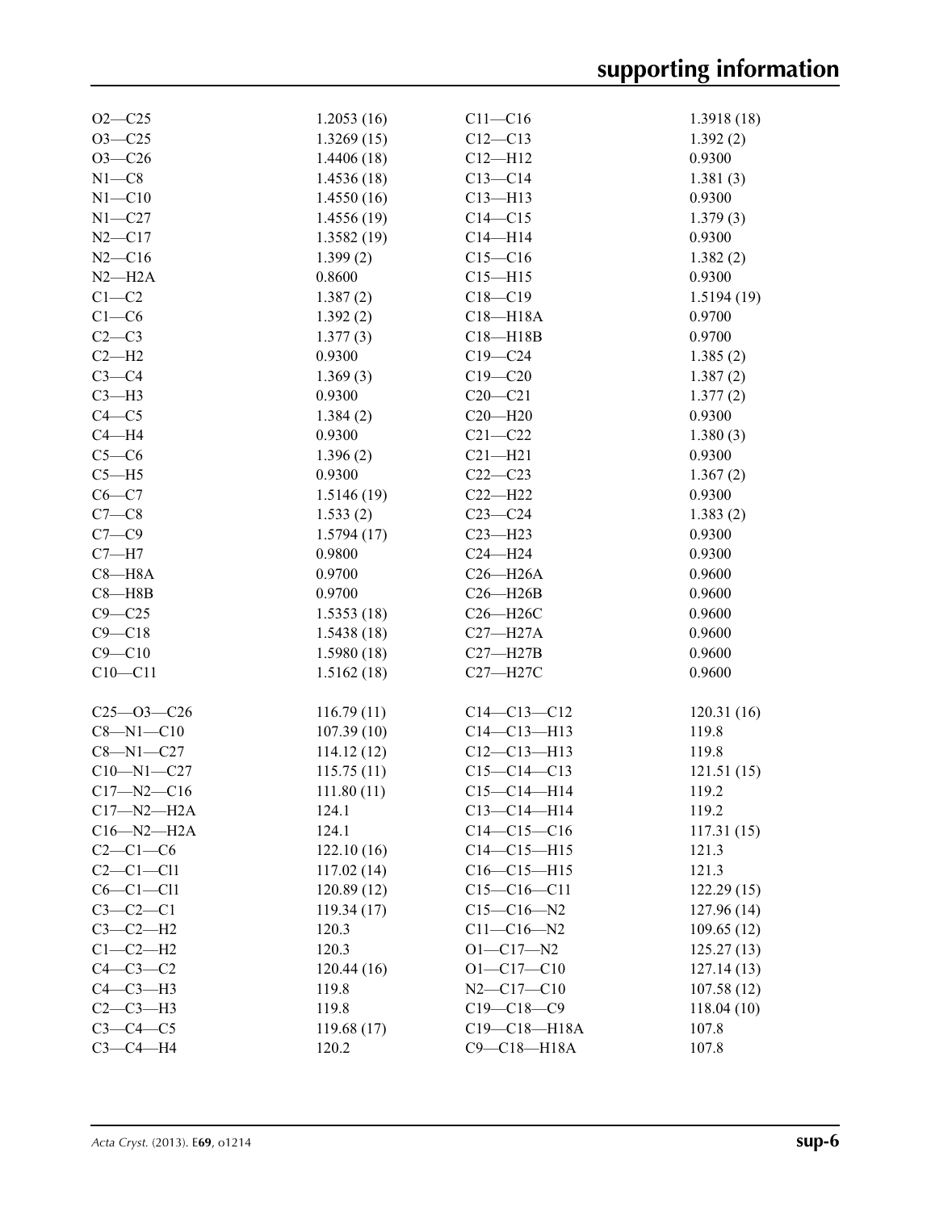| | | | |
|---|---|---|---|
| O2—C25 | 1.2053 (16) | C11—C16 | 1.3918 (18) |
| O3—C25 | 1.3269 (15) | C12—C13 | 1.392 (2) |
| O3—C26 | 1.4406 (18) | C12—H12 | 0.9300 |
| N1—C8 | 1.4536 (18) | C13—C14 | 1.381 (3) |
| N1—C10 | 1.4550 (16) | C13—H13 | 0.9300 |
| N1—C27 | 1.4556 (19) | C14—C15 | 1.379 (3) |
| N2—C17 | 1.3582 (19) | C14—H14 | 0.9300 |
| N2—C16 | 1.399 (2) | C15—C16 | 1.382 (2) |
| N2—H2A | 0.8600 | C15—H15 | 0.9300 |
| C1—C2 | 1.387 (2) | C18—C19 | 1.5194 (19) |
| C1—C6 | 1.392 (2) | C18—H18A | 0.9700 |
| C2—C3 | 1.377 (3) | C18—H18B | 0.9700 |
| C2—H2 | 0.9300 | C19—C24 | 1.385 (2) |
| C3—C4 | 1.369 (3) | C19—C20 | 1.387 (2) |
| C3—H3 | 0.9300 | C20—C21 | 1.377 (2) |
| C4—C5 | 1.384 (2) | C20—H20 | 0.9300 |
| C4—H4 | 0.9300 | C21—C22 | 1.380 (3) |
| C5—C6 | 1.396 (2) | C21—H21 | 0.9300 |
| C5—H5 | 0.9300 | C22—C23 | 1.367 (2) |
| C6—C7 | 1.5146 (19) | C22—H22 | 0.9300 |
| C7—C8 | 1.533 (2) | C23—C24 | 1.383 (2) |
| C7—C9 | 1.5794 (17) | C23—H23 | 0.9300 |
| C7—H7 | 0.9800 | C24—H24 | 0.9300 |
| C8—H8A | 0.9700 | C26—H26A | 0.9600 |
| C8—H8B | 0.9700 | C26—H26B | 0.9600 |
| C9—C25 | 1.5353 (18) | C26—H26C | 0.9600 |
| C9—C18 | 1.5438 (18) | C27—H27A | 0.9600 |
| C9—C10 | 1.5980 (18) | C27—H27B | 0.9600 |
| C10—C11 | 1.5162 (18) | C27—H27C | 0.9600 |
| | | | |
| C25—O3—C26 | 116.79 (11) | C14—C13—C12 | 120.31 (16) |
| C8—N1—C10 | 107.39 (10) | C14—C13—H13 | 119.8 |
| C8—N1—C27 | 114.12 (12) | C12—C13—H13 | 119.8 |
| C10—N1—C27 | 115.75 (11) | C15—C14—C13 | 121.51 (15) |
| C17—N2—C16 | 111.80 (11) | C15—C14—H14 | 119.2 |
| C17—N2—H2A | 124.1 | C13—C14—H14 | 119.2 |
| C16—N2—H2A | 124.1 | C14—C15—C16 | 117.31 (15) |
| C2—C1—C6 | 122.10 (16) | C14—C15—H15 | 121.3 |
| C2—C1—Cl1 | 117.02 (14) | C16—C15—H15 | 121.3 |
| C6—C1—Cl1 | 120.89 (12) | C15—C16—C11 | 122.29 (15) |
| C3—C2—C1 | 119.34 (17) | C15—C16—N2 | 127.96 (14) |
| C3—C2—H2 | 120.3 | C11—C16—N2 | 109.65 (12) |
| C1—C2—H2 | 120.3 | O1—C17—N2 | 125.27 (13) |
| C4—C3—C2 | 120.44 (16) | O1—C17—C10 | 127.14 (13) |
| C4—C3—H3 | 119.8 | N2—C17—C10 | 107.58 (12) |
| C2—C3—H3 | 119.8 | C19—C18—C9 | 118.04 (10) |
| C3—C4—C5 | 119.68 (17) | C19—C18—H18A | 107.8 |
| C3—C4—H4 | 120.2 | C9—C18—H18A | 107.8 |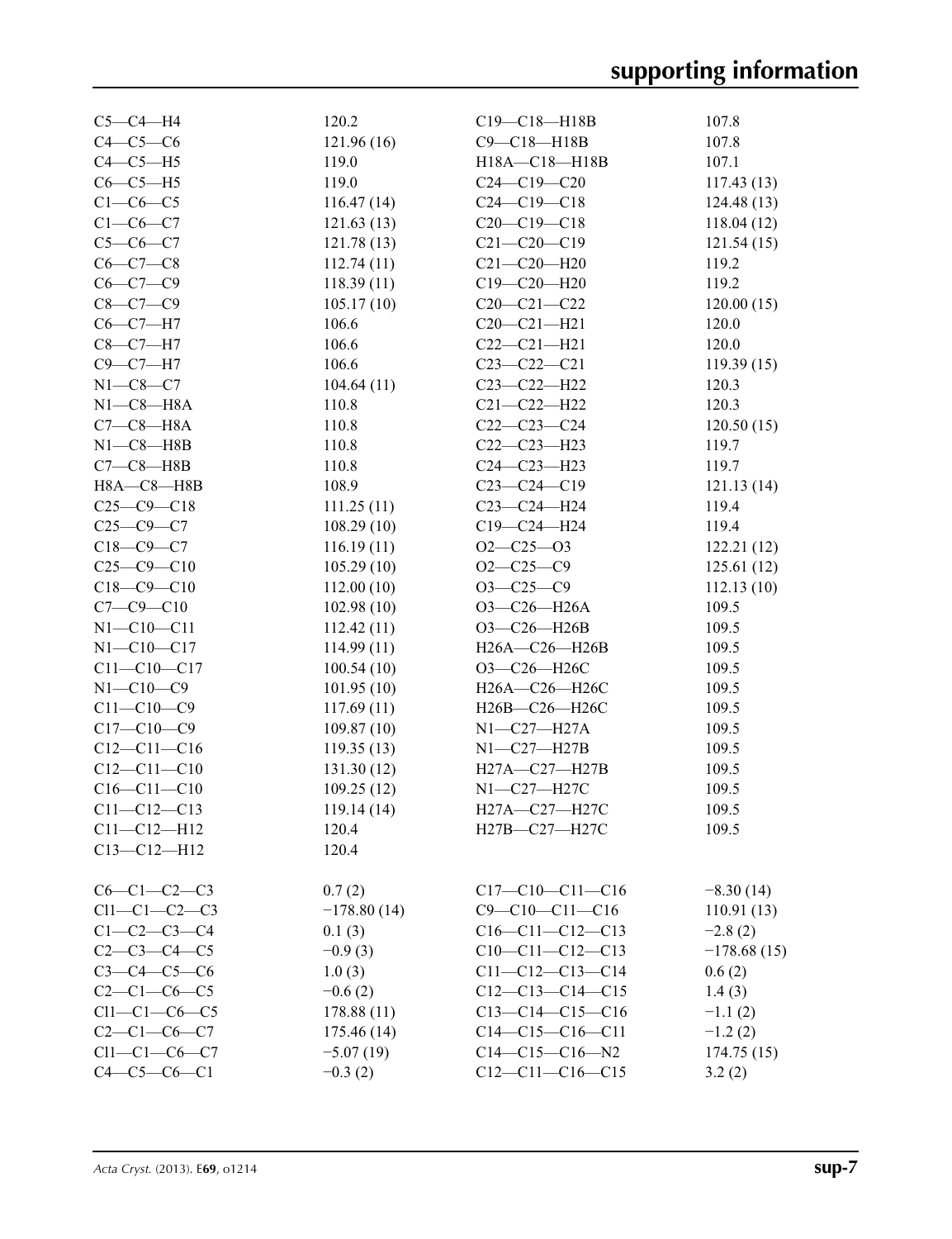| | | | |
|---|---|---|---|
| C5—C4—H4 | 120.2 | C19—C18—H18B | 107.8 |
| C4—C5—C6 | 121.96 (16) | C9—C18—H18B | 107.8 |
| C4—C5—H5 | 119.0 | H18A—C18—H18B | 107.1 |
| C6—C5—H5 | 119.0 | C24—C19—C20 | 117.43 (13) |
| C1—C6—C5 | 116.47 (14) | C24—C19—C18 | 124.48 (13) |
| C1—C6—C7 | 121.63 (13) | C20—C19—C18 | 118.04 (12) |
| C5—C6—C7 | 121.78 (13) | C21—C20—C19 | 121.54 (15) |
| C6—C7—C8 | 112.74 (11) | C21—C20—H20 | 119.2 |
| C6—C7—C9 | 118.39 (11) | C19—C20—H20 | 119.2 |
| C8—C7—C9 | 105.17 (10) | C20—C21—C22 | 120.00 (15) |
| C6—C7—H7 | 106.6 | C20—C21—H21 | 120.0 |
| C8—C7—H7 | 106.6 | C22—C21—H21 | 120.0 |
| C9—C7—H7 | 106.6 | C23—C22—C21 | 119.39 (15) |
| N1—C8—C7 | 104.64 (11) | C23—C22—H22 | 120.3 |
| N1—C8—H8A | 110.8 | C21—C22—H22 | 120.3 |
| C7—C8—H8A | 110.8 | C22—C23—C24 | 120.50 (15) |
| N1—C8—H8B | 110.8 | C22—C23—H23 | 119.7 |
| C7—C8—H8B | 110.8 | C24—C23—H23 | 119.7 |
| H8A—C8—H8B | 108.9 | C23—C24—C19 | 121.13 (14) |
| C25—C9—C18 | 111.25 (11) | C23—C24—H24 | 119.4 |
| C25—C9—C7 | 108.29 (10) | C19—C24—H24 | 119.4 |
| C18—C9—C7 | 116.19 (11) | O2—C25—O3 | 122.21 (12) |
| C25—C9—C10 | 105.29 (10) | O2—C25—C9 | 125.61 (12) |
| C18—C9—C10 | 112.00 (10) | O3—C25—C9 | 112.13 (10) |
| C7—C9—C10 | 102.98 (10) | O3—C26—H26A | 109.5 |
| N1—C10—C11 | 112.42 (11) | O3—C26—H26B | 109.5 |
| N1—C10—C17 | 114.99 (11) | H26A—C26—H26B | 109.5 |
| C11—C10—C17 | 100.54 (10) | O3—C26—H26C | 109.5 |
| N1—C10—C9 | 101.95 (10) | H26A—C26—H26C | 109.5 |
| C11—C10—C9 | 117.69 (11) | H26B—C26—H26C | 109.5 |
| C17—C10—C9 | 109.87 (10) | N1—C27—H27A | 109.5 |
| C12—C11—C16 | 119.35 (13) | N1—C27—H27B | 109.5 |
| C12—C11—C10 | 131.30 (12) | H27A—C27—H27B | 109.5 |
| C16—C11—C10 | 109.25 (12) | N1—C27—H27C | 109.5 |
| C11—C12—C13 | 119.14 (14) | H27A—C27—H27C | 109.5 |
| C11—C12—H12 | 120.4 | H27B—C27—H27C | 109.5 |
| C13—C12—H12 | 120.4 | | |

| | | | |
|---|---|---|---|
| C6—C1—C2—C3 | 0.7 (2) | C17—C10—C11—C16 | −8.30 (14) |
| Cl1—C1—C2—C3 | −178.80 (14) | C9—C10—C11—C16 | 110.91 (13) |
| C1—C2—C3—C4 | 0.1 (3) | C16—C11—C12—C13 | −2.8 (2) |
| C2—C3—C4—C5 | −0.9 (3) | C10—C11—C12—C13 | −178.68 (15) |
| C3—C4—C5—C6 | 1.0 (3) | C11—C12—C13—C14 | 0.6 (2) |
| C2—C1—C6—C5 | −0.6 (2) | C12—C13—C14—C15 | 1.4 (3) |
| Cl1—C1—C6—C5 | 178.88 (11) | C13—C14—C15—C16 | −1.1 (2) |
| C2—C1—C6—C7 | 175.46 (14) | C14—C15—C16—C11 | −1.2 (2) |
| Cl1—C1—C6—C7 | −5.07 (19) | C14—C15—C16—N2 | 174.75 (15) |
| C4—C5—C6—C1 | −0.3 (2) | C12—C11—C16—C15 | 3.2 (2) |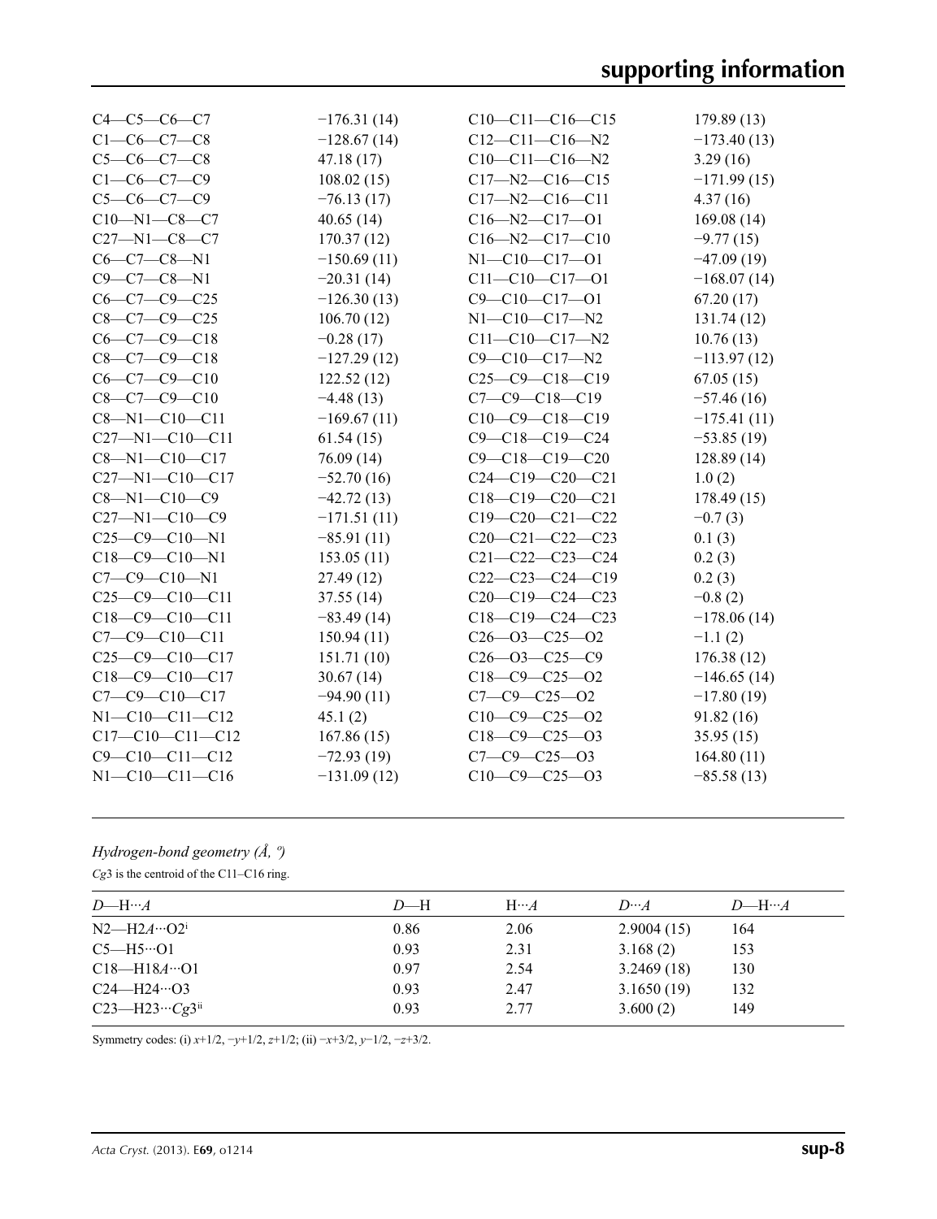| | | | |
|---|---|---|---|
| C4—C5—C6—C7 | −176.31 (14) | C10—C11—C16—C15 | 179.89 (13) |
| C1—C6—C7—C8 | −128.67 (14) | C12—C11—C16—N2 | −173.40 (13) |
| C5—C6—C7—C8 | 47.18 (17) | C10—C11—C16—N2 | 3.29 (16) |
| C1—C6—C7—C9 | 108.02 (15) | C17—N2—C16—C15 | −171.99 (15) |
| C5—C6—C7—C9 | −76.13 (17) | C17—N2—C16—C11 | 4.37 (16) |
| C10—N1—C8—C7 | 40.65 (14) | C16—N2—C17—O1 | 169.08 (14) |
| C27—N1—C8—C7 | 170.37 (12) | C16—N2—C17—C10 | −9.77 (15) |
| C6—C7—C8—N1 | −150.69 (11) | N1—C10—C17—O1 | −47.09 (19) |
| C9—C7—C8—N1 | −20.31 (14) | C11—C10—C17—O1 | −168.07 (14) |
| C6—C7—C9—C25 | −126.30 (13) | C9—C10—C17—O1 | 67.20 (17) |
| C8—C7—C9—C25 | 106.70 (12) | N1—C10—C17—N2 | 131.74 (12) |
| C6—C7—C9—C18 | −0.28 (17) | C11—C10—C17—N2 | 10.76 (13) |
| C8—C7—C9—C18 | −127.29 (12) | C9—C10—C17—N2 | −113.97 (12) |
| C6—C7—C9—C10 | 122.52 (12) | C25—C9—C18—C19 | 67.05 (15) |
| C8—C7—C9—C10 | −4.48 (13) | C7—C9—C18—C19 | −57.46 (16) |
| C8—N1—C10—C11 | −169.67 (11) | C10—C9—C18—C19 | −175.41 (11) |
| C27—N1—C10—C11 | 61.54 (15) | C9—C18—C19—C24 | −53.85 (19) |
| C8—N1—C10—C17 | 76.09 (14) | C9—C18—C19—C20 | 128.89 (14) |
| C27—N1—C10—C17 | −52.70 (16) | C24—C19—C20—C21 | 1.0 (2) |
| C8—N1—C10—C9 | −42.72 (13) | C18—C19—C20—C21 | 178.49 (15) |
| C27—N1—C10—C9 | −171.51 (11) | C19—C20—C21—C22 | −0.7 (3) |
| C25—C9—C10—N1 | −85.91 (11) | C20—C21—C22—C23 | 0.1 (3) |
| C18—C9—C10—N1 | 153.05 (11) | C21—C22—C23—C24 | 0.2 (3) |
| C7—C9—C10—N1 | 27.49 (12) | C22—C23—C24—C19 | 0.2 (3) |
| C25—C9—C10—C11 | 37.55 (14) | C20—C19—C24—C23 | −0.8 (2) |
| C18—C9—C10—C11 | −83.49 (14) | C18—C19—C24—C23 | −178.06 (14) |
| C7—C9—C10—C11 | 150.94 (11) | C26—O3—C25—O2 | −1.1 (2) |
| C25—C9—C10—C17 | 151.71 (10) | C26—O3—C25—C9 | 176.38 (12) |
| C18—C9—C10—C17 | 30.67 (14) | C18—C9—C25—O2 | −146.65 (14) |
| C7—C9—C10—C17 | −94.90 (11) | C7—C9—C25—O2 | −17.80 (19) |
| N1—C10—C11—C12 | 45.1 (2) | C10—C9—C25—O2 | 91.82 (16) |
| C17—C10—C11—C12 | 167.86 (15) | C18—C9—C25—O3 | 35.95 (15) |
| C9—C10—C11—C12 | −72.93 (19) | C7—C9—C25—O3 | 164.80 (11) |
| N1—C10—C11—C16 | −131.09 (12) | C10—C9—C25—O3 | −85.58 (13) |

*Hydrogen-bond geometry (Å, º)*

*Cg*3 is the centroid of the C11–C16 ring.

| *D*—H···*A* | *D*—H | H···*A* | *D*···*A* | *D*—H···*A* |
|---|---|---|---|---|
| N2—H2*A*···O2[i] | 0.86 | 2.06 | 2.9004 (15) | 164 |
| C5—H5···O1 | 0.93 | 2.31 | 3.168 (2) | 153 |
| C18—H18*A*···O1 | 0.97 | 2.54 | 3.2469 (18) | 130 |
| C24—H24···O3 | 0.93 | 2.47 | 3.1650 (19) | 132 |
| C23—H23···*Cg*3[ii] | 0.93 | 2.77 | 3.600 (2) | 149 |

Symmetry codes: (i) $x+1/2, -y+1/2, z+1/2$; (ii) $-x+3/2, y-1/2, -z+3/2$.